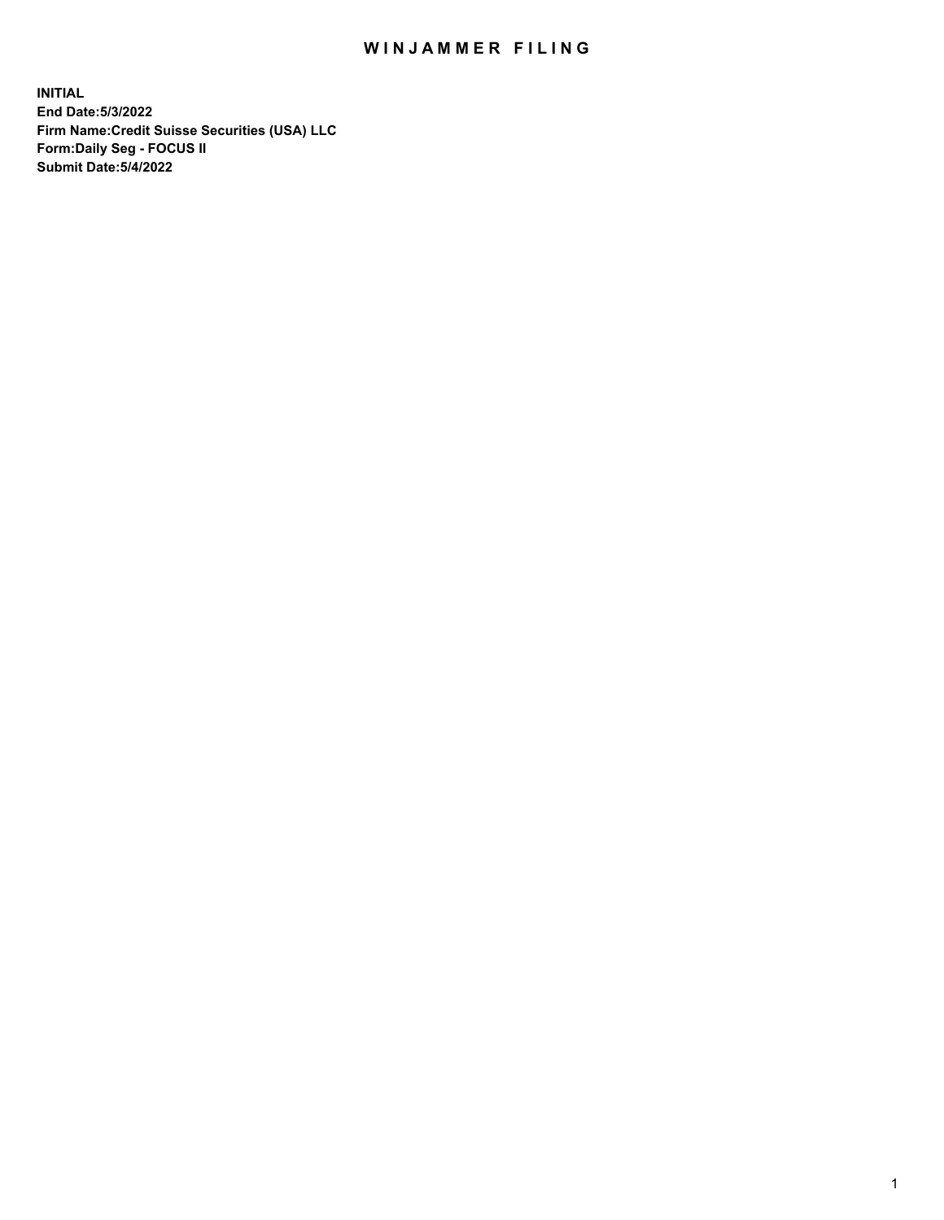# WINJAMMER FILING

**INITIAL**
**End Date:5/3/2022**
**Firm Name:Credit Suisse Securities (USA) LLC**
**Form:Daily Seg - FOCUS II**
**Submit Date:5/4/2022**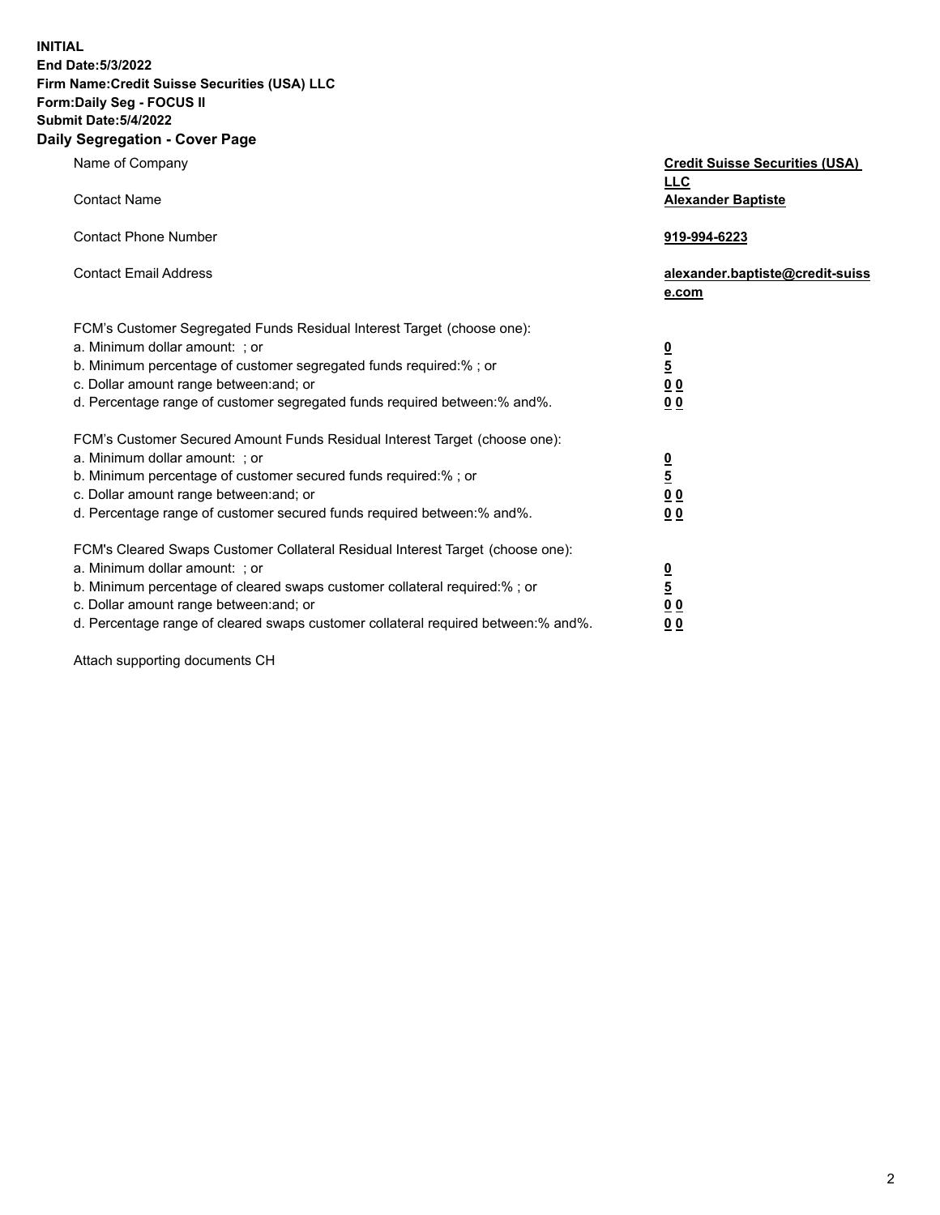**INITIAL**
**End Date:5/3/2022**
**Firm Name:Credit Suisse Securities (USA) LLC**
**Form:Daily Seg - FOCUS II**
**Submit Date:5/4/2022**

## Daily Segregation - Cover Page

| | |
|---|---|
| Name of Company | **Credit Suisse Securities (USA) LLC** |
| Contact Name | **Alexander Baptiste** |
| Contact Phone Number | **919-994-6223** |
| Contact Email Address | **alexander.baptiste@credit-suisse.com** |

| | |
|---|---|
| FCM's Customer Segregated Funds Residual Interest Target (choose one): | |
| a. Minimum dollar amount: ; or | **0** |
| b. Minimum percentage of customer segregated funds required:% ; or | **5** |
| c. Dollar amount range between:and; or | **0 0** |
| d. Percentage range of customer segregated funds required between:% and%. | **0 0** |
| FCM's Customer Secured Amount Funds Residual Interest Target (choose one): | |
| a. Minimum dollar amount: ; or | **0** |
| b. Minimum percentage of customer secured funds required:% ; or | **5** |
| c. Dollar amount range between:and; or | **0 0** |
| d. Percentage range of customer secured funds required between:% and%. | **0 0** |
| FCM's Cleared Swaps Customer Collateral Residual Interest Target (choose one): | |
| a. Minimum dollar amount: ; or | **0** |
| b. Minimum percentage of cleared swaps customer collateral required:% ; or | **5** |
| c. Dollar amount range between:and; or | **0 0** |
| d. Percentage range of cleared swaps customer collateral required between:% and%. | **0 0** |

Attach supporting documents CH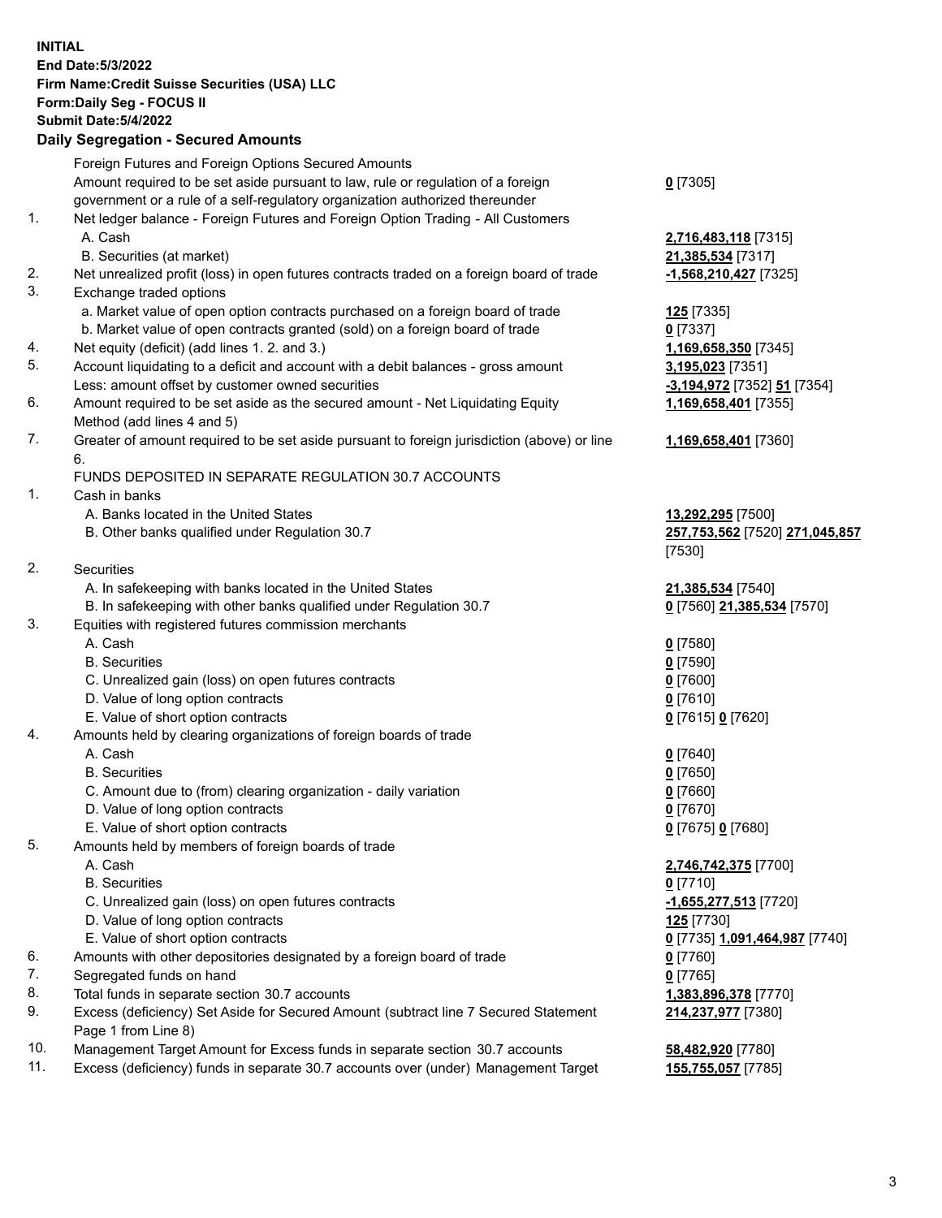**INITIAL**
**End Date:5/3/2022**
**Firm Name:Credit Suisse Securities (USA) LLC**
**Form:Daily Seg - FOCUS II**
**Submit Date:5/4/2022**

## Daily Segregation - Secured Amounts

| | | |
|---|---|---|
| | Foreign Futures and Foreign Options Secured Amounts | |
| | Amount required to be set aside pursuant to law, rule or regulation of a foreign government or a rule of a self-regulatory organization authorized thereunder | **0** [7305] |
| 1. | Net ledger balance - Foreign Futures and Foreign Option Trading - All Customers | |
| | A. Cash | **2,716,483,118** [7315] |
| | B. Securities (at market) | **21,385,534** [7317] |
| 2. | Net unrealized profit (loss) in open futures contracts traded on a foreign board of trade | **-1,568,210,427** [7325] |
| 3. | Exchange traded options | |
| | a. Market value of open option contracts purchased on a foreign board of trade | **125** [7335] |
| | b. Market value of open contracts granted (sold) on a foreign board of trade | **0** [7337] |
| 4. | Net equity (deficit) (add lines 1. 2. and 3.) | **1,169,658,350** [7345] |
| 5. | Account liquidating to a deficit and account with a debit balances - gross amount | **3,195,023** [7351] |
| | Less: amount offset by customer owned securities | **-3,194,972** [7352] **51** [7354] |
| 6. | Amount required to be set aside as the secured amount - Net Liquidating Equity Method (add lines 4 and 5) | **1,169,658,401** [7355] |
| 7. | Greater of amount required to be set aside pursuant to foreign jurisdiction (above) or line 6. | **1,169,658,401** [7360] |
| | FUNDS DEPOSITED IN SEPARATE REGULATION 30.7 ACCOUNTS | |
| 1. | Cash in banks | |
| | A. Banks located in the United States | **13,292,295** [7500] |
| | B. Other banks qualified under Regulation 30.7 | **257,753,562** [7520] **271,045,857** [7530] |
| 2. | Securities | |
| | A. In safekeeping with banks located in the United States | **21,385,534** [7540] |
| | B. In safekeeping with other banks qualified under Regulation 30.7 | **0** [7560] **21,385,534** [7570] |
| 3. | Equities with registered futures commission merchants | |
| | A. Cash | **0** [7580] |
| | B. Securities | **0** [7590] |
| | C. Unrealized gain (loss) on open futures contracts | **0** [7600] |
| | D. Value of long option contracts | **0** [7610] |
| | E. Value of short option contracts | **0** [7615] **0** [7620] |
| 4. | Amounts held by clearing organizations of foreign boards of trade | |
| | A. Cash | **0** [7640] |
| | B. Securities | **0** [7650] |
| | C. Amount due to (from) clearing organization - daily variation | **0** [7660] |
| | D. Value of long option contracts | **0** [7670] |
| | E. Value of short option contracts | **0** [7675] **0** [7680] |
| 5. | Amounts held by members of foreign boards of trade | |
| | A. Cash | **2,746,742,375** [7700] |
| | B. Securities | **0** [7710] |
| | C. Unrealized gain (loss) on open futures contracts | **-1,655,277,513** [7720] |
| | D. Value of long option contracts | **125** [7730] |
| | E. Value of short option contracts | **0** [7735] **1,091,464,987** [7740] |
| 6. | Amounts with other depositories designated by a foreign board of trade | **0** [7760] |
| 7. | Segregated funds on hand | **0** [7765] |
| 8. | Total funds in separate section 30.7 accounts | **1,383,896,378** [7770] |
| 9. | Excess (deficiency) Set Aside for Secured Amount (subtract line 7 Secured Statement Page 1 from Line 8) | **214,237,977** [7380] |
| 10. | Management Target Amount for Excess funds in separate section 30.7 accounts | **58,482,920** [7780] |
| 11. | Excess (deficiency) funds in separate 30.7 accounts over (under) Management Target | **155,755,057** [7785] |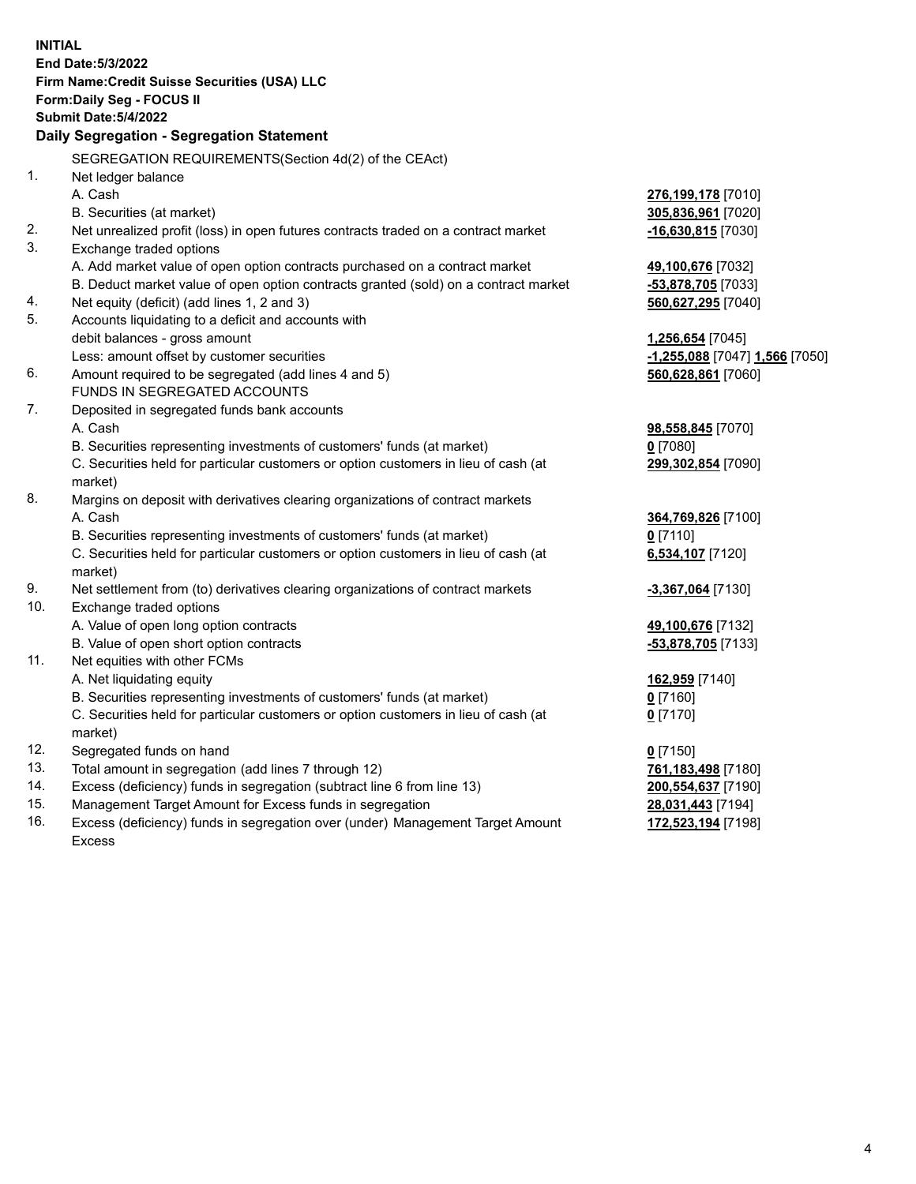**INITIAL**
**End Date:5/3/2022**
**Firm Name:Credit Suisse Securities (USA) LLC**
**Form:Daily Seg - FOCUS II**
**Submit Date:5/4/2022**

## Daily Segregation - Segregation Statement

| | | |
|---|---|---|
| | SEGREGATION REQUIREMENTS(Section 4d(2) of the CEAct) | |
| 1. | Net ledger balance | |
| | A. Cash | **276,199,178** [7010] |
| | B. Securities (at market) | **305,836,961** [7020] |
| 2. | Net unrealized profit (loss) in open futures contracts traded on a contract market | **-16,630,815** [7030] |
| 3. | Exchange traded options | |
| | A. Add market value of open option contracts purchased on a contract market | **49,100,676** [7032] |
| | B. Deduct market value of open option contracts granted (sold) on a contract market | **-53,878,705** [7033] |
| 4. | Net equity (deficit) (add lines 1, 2 and 3) | **560,627,295** [7040] |
| 5. | Accounts liquidating to a deficit and accounts with | |
| | debit balances - gross amount | **1,256,654** [7045] |
| | Less: amount offset by customer securities | **-1,255,088** [7047] **1,566** [7050] |
| 6. | Amount required to be segregated (add lines 4 and 5) | **560,628,861** [7060] |
| | FUNDS IN SEGREGATED ACCOUNTS | |
| 7. | Deposited in segregated funds bank accounts | |
| | A. Cash | **98,558,845** [7070] |
| | B. Securities representing investments of customers' funds (at market) | **0** [7080] |
| | C. Securities held for particular customers or option customers in lieu of cash (at market) | **299,302,854** [7090] |
| 8. | Margins on deposit with derivatives clearing organizations of contract markets | |
| | A. Cash | **364,769,826** [7100] |
| | B. Securities representing investments of customers' funds (at market) | **0** [7110] |
| | C. Securities held for particular customers or option customers in lieu of cash (at market) | **6,534,107** [7120] |
| 9. | Net settlement from (to) derivatives clearing organizations of contract markets | **-3,367,064** [7130] |
| 10. | Exchange traded options | |
| | A. Value of open long option contracts | **49,100,676** [7132] |
| | B. Value of open short option contracts | **-53,878,705** [7133] |
| 11. | Net equities with other FCMs | |
| | A. Net liquidating equity | **162,959** [7140] |
| | B. Securities representing investments of customers' funds (at market) | **0** [7160] |
| | C. Securities held for particular customers or option customers in lieu of cash (at market) | **0** [7170] |
| 12. | Segregated funds on hand | **0** [7150] |
| 13. | Total amount in segregation (add lines 7 through 12) | **761,183,498** [7180] |
| 14. | Excess (deficiency) funds in segregation (subtract line 6 from line 13) | **200,554,637** [7190] |
| 15. | Management Target Amount for Excess funds in segregation | **28,031,443** [7194] |
| 16. | Excess (deficiency) funds in segregation over (under) Management Target Amount Excess | **172,523,194** [7198] |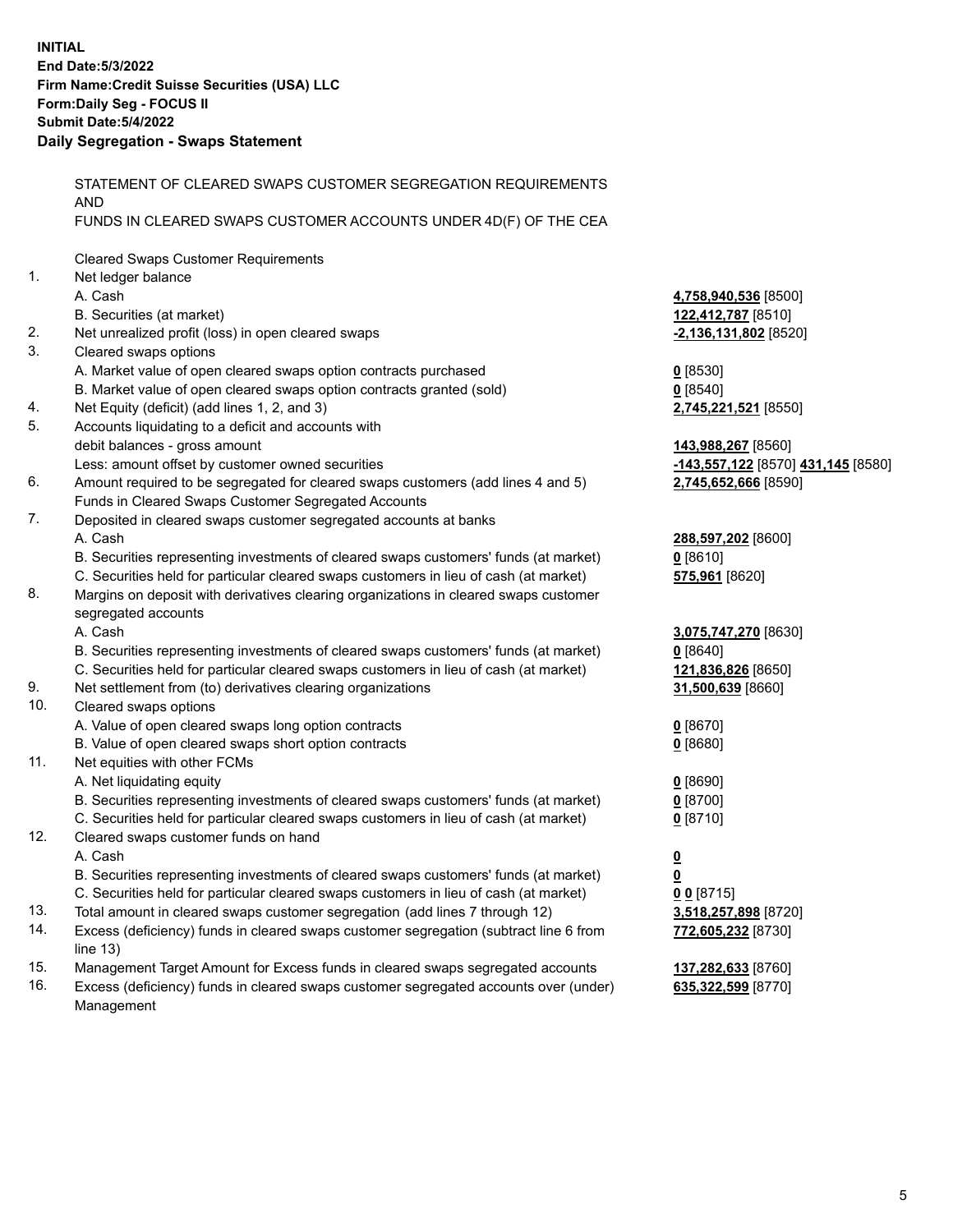**INITIAL**
**End Date:5/3/2022**
**Firm Name:Credit Suisse Securities (USA) LLC**
**Form:Daily Seg - FOCUS II**
**Submit Date:5/4/2022**
**Daily Segregation - Swaps Statement**

STATEMENT OF CLEARED SWAPS CUSTOMER SEGREGATION REQUIREMENTS AND
FUNDS IN CLEARED SWAPS CUSTOMER ACCOUNTS UNDER 4D(F) OF THE CEA

| | | |
|---|---|---|
| | Cleared Swaps Customer Requirements | |
| 1. | Net ledger balance | |
| | A. Cash | **4,758,940,536** [8500] |
| | B. Securities (at market) | **122,412,787** [8510] |
| 2. | Net unrealized profit (loss) in open cleared swaps | **-2,136,131,802** [8520] |
| 3. | Cleared swaps options | |
| | A. Market value of open cleared swaps option contracts purchased | **0** [8530] |
| | B. Market value of open cleared swaps option contracts granted (sold) | **0** [8540] |
| 4. | Net Equity (deficit) (add lines 1, 2, and 3) | **2,745,221,521** [8550] |
| 5. | Accounts liquidating to a deficit and accounts with | |
| | debit balances - gross amount | **143,988,267** [8560] |
| | Less: amount offset by customer owned securities | **-143,557,122** [8570] **431,145** [8580] |
| 6. | Amount required to be segregated for cleared swaps customers (add lines 4 and 5) | **2,745,652,666** [8590] |
| | Funds in Cleared Swaps Customer Segregated Accounts | |
| 7. | Deposited in cleared swaps customer segregated accounts at banks | |
| | A. Cash | **288,597,202** [8600] |
| | B. Securities representing investments of cleared swaps customers' funds (at market) | **0** [8610] |
| | C. Securities held for particular cleared swaps customers in lieu of cash (at market) | **575,961** [8620] |
| 8. | Margins on deposit with derivatives clearing organizations in cleared swaps customer segregated accounts | |
| | A. Cash | **3,075,747,270** [8630] |
| | B. Securities representing investments of cleared swaps customers' funds (at market) | **0** [8640] |
| | C. Securities held for particular cleared swaps customers in lieu of cash (at market) | **121,836,826** [8650] |
| 9. | Net settlement from (to) derivatives clearing organizations | **31,500,639** [8660] |
| 10. | Cleared swaps options | |
| | A. Value of open cleared swaps long option contracts | **0** [8670] |
| | B. Value of open cleared swaps short option contracts | **0** [8680] |
| 11. | Net equities with other FCMs | |
| | A. Net liquidating equity | **0** [8690] |
| | B. Securities representing investments of cleared swaps customers' funds (at market) | **0** [8700] |
| | C. Securities held for particular cleared swaps customers in lieu of cash (at market) | **0** [8710] |
| 12. | Cleared swaps customer funds on hand | |
| | A. Cash | **0** |
| | B. Securities representing investments of cleared swaps customers' funds (at market) | **0** |
| | C. Securities held for particular cleared swaps customers in lieu of cash (at market) | **0** **0** [8715] |
| 13. | Total amount in cleared swaps customer segregation (add lines 7 through 12) | **3,518,257,898** [8720] |
| 14. | Excess (deficiency) funds in cleared swaps customer segregation (subtract line 6 from line 13) | **772,605,232** [8730] |
| 15. | Management Target Amount for Excess funds in cleared swaps segregated accounts | **137,282,633** [8760] |
| 16. | Excess (deficiency) funds in cleared swaps customer segregated accounts over (under) Management | **635,322,599** [8770] |